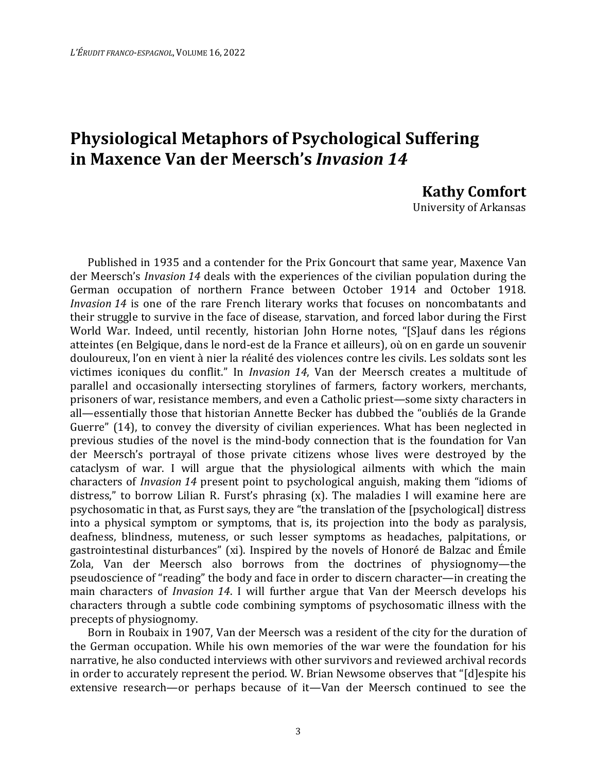# Physiological Metaphors of Psychological Suffering in Maxence Van der Meersch's *Invasion 14*

**Kathy Comfort**
University of Arkansas

Published in 1935 and a contender for the Prix Goncourt that same year, Maxence Van der Meersch's *Invasion 14* deals with the experiences of the civilian population during the German occupation of northern France between October 1914 and October 1918. *Invasion 14* is one of the rare French literary works that focuses on noncombatants and their struggle to survive in the face of disease, starvation, and forced labor during the First World War. Indeed, until recently, historian John Horne notes, "[S]auf dans les régions atteintes (en Belgique, dans le nord-est de la France et ailleurs), où on en garde un souvenir douloureux, l'on en vient à nier la réalité des violences contre les civils. Les soldats sont les victimes iconiques du conflit." In *Invasion 14*, Van der Meersch creates a multitude of parallel and occasionally intersecting storylines of farmers, factory workers, merchants, prisoners of war, resistance members, and even a Catholic priest—some sixty characters in all—essentially those that historian Annette Becker has dubbed the "oubliés de la Grande Guerre" (14), to convey the diversity of civilian experiences. What has been neglected in previous studies of the novel is the mind-body connection that is the foundation for Van der Meersch's portrayal of those private citizens whose lives were destroyed by the cataclysm of war. I will argue that the physiological ailments with which the main characters of *Invasion 14* present point to psychological anguish, making them "idioms of distress," to borrow Lilian R. Furst's phrasing (x). The maladies I will examine here are psychosomatic in that, as Furst says, they are "the translation of the [psychological] distress into a physical symptom or symptoms, that is, its projection into the body as paralysis, deafness, blindness, muteness, or such lesser symptoms as headaches, palpitations, or gastrointestinal disturbances" (xi). Inspired by the novels of Honoré de Balzac and Émile Zola, Van der Meersch also borrows from the doctrines of physiognomy—the pseudoscience of "reading" the body and face in order to discern character—in creating the main characters of *Invasion 14*. I will further argue that Van der Meersch develops his characters through a subtle code combining symptoms of psychosomatic illness with the precepts of physiognomy.

Born in Roubaix in 1907, Van der Meersch was a resident of the city for the duration of the German occupation. While his own memories of the war were the foundation for his narrative, he also conducted interviews with other survivors and reviewed archival records in order to accurately represent the period. W. Brian Newsome observes that "[d]espite his extensive research—or perhaps because of it—Van der Meersch continued to see the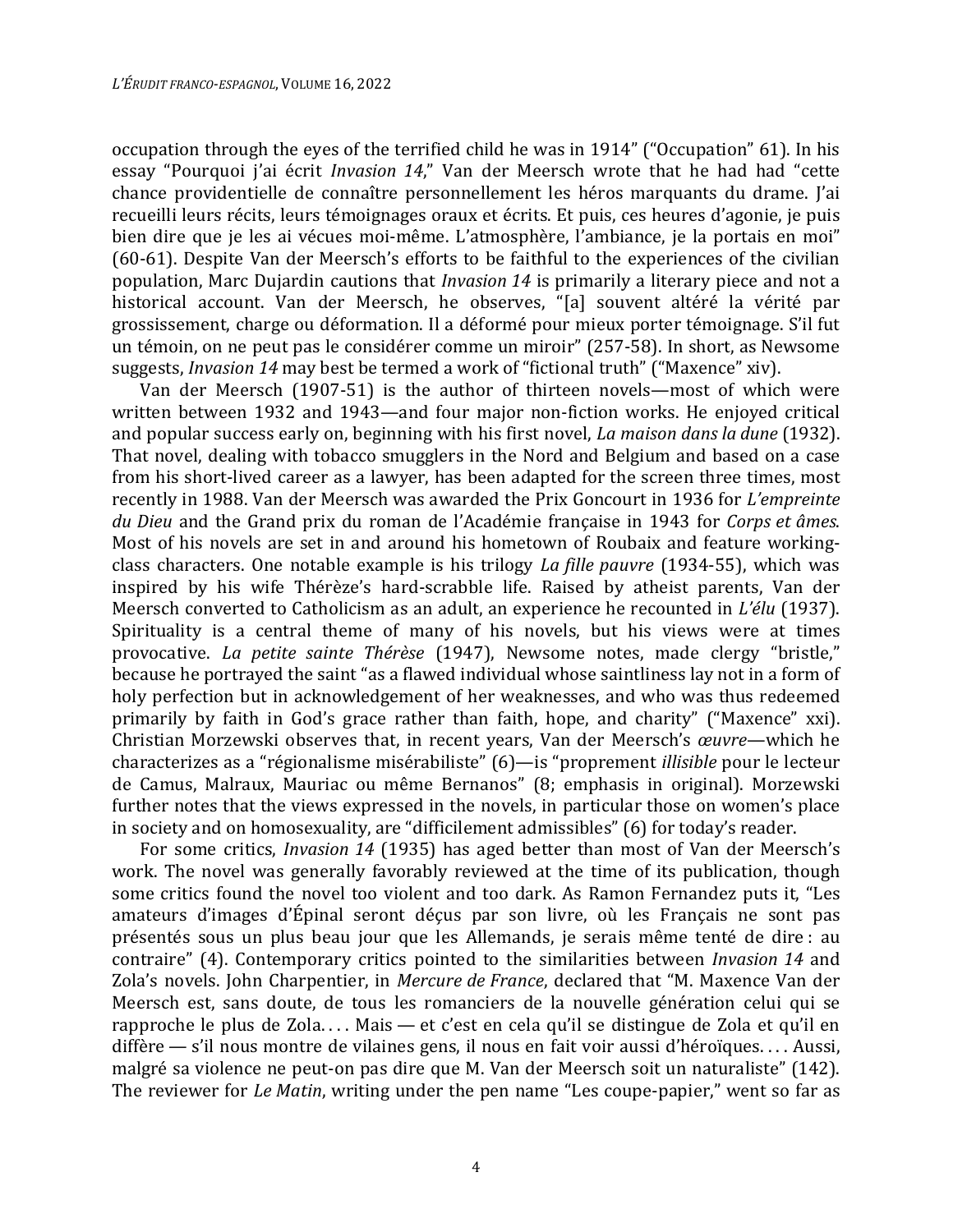occupation through the eyes of the terrified child he was in 1914" ("Occupation" 61). In his essay "Pourquoi j'ai écrit *Invasion 14*," Van der Meersch wrote that he had had "cette chance providentielle de connaître personnellement les héros marquants du drame. J'ai recueilli leurs récits, leurs témoignages oraux et écrits. Et puis, ces heures d'agonie, je puis bien dire que je les ai vécues moi-même. L'atmosphère, l'ambiance, je la portais en moi" (60-61). Despite Van der Meersch's efforts to be faithful to the experiences of the civilian population, Marc Dujardin cautions that *Invasion 14* is primarily a literary piece and not a historical account. Van der Meersch, he observes, "[a] souvent altéré la vérité par grossissement, charge ou déformation. Il a déformé pour mieux porter témoignage. S'il fut un témoin, on ne peut pas le considérer comme un miroir" (257-58). In short, as Newsome suggests, *Invasion 14* may best be termed a work of "fictional truth" ("Maxence" xiv).

Van der Meersch (1907-51) is the author of thirteen novels—most of which were written between 1932 and 1943—and four major non-fiction works. He enjoyed critical and popular success early on, beginning with his first novel, *La maison dans la dune* (1932). That novel, dealing with tobacco smugglers in the Nord and Belgium and based on a case from his short-lived career as a lawyer, has been adapted for the screen three times, most recently in 1988. Van der Meersch was awarded the Prix Goncourt in 1936 for *L'empreinte du Dieu* and the Grand prix du roman de l'Académie française in 1943 for *Corps et âmes*. Most of his novels are set in and around his hometown of Roubaix and feature working-class characters. One notable example is his trilogy *La fille pauvre* (1934-55), which was inspired by his wife Thérèze's hard-scrabble life. Raised by atheist parents, Van der Meersch converted to Catholicism as an adult, an experience he recounted in *L'élu* (1937). Spirituality is a central theme of many of his novels, but his views were at times provocative. *La petite sainte Thérèse* (1947), Newsome notes, made clergy "bristle," because he portrayed the saint "as a flawed individual whose saintliness lay not in a form of holy perfection but in acknowledgement of her weaknesses, and who was thus redeemed primarily by faith in God's grace rather than faith, hope, and charity" ("Maxence" xxi). Christian Morzewski observes that, in recent years, Van der Meersch's *œuvre*—which he characterizes as a "régionalisme misérabiliste" (6)—is "proprement *illisible* pour le lecteur de Camus, Malraux, Mauriac ou même Bernanos" (8; emphasis in original). Morzewski further notes that the views expressed in the novels, in particular those on women's place in society and on homosexuality, are "difficilement admissibles" (6) for today's reader.

For some critics, *Invasion 14* (1935) has aged better than most of Van der Meersch's work. The novel was generally favorably reviewed at the time of its publication, though some critics found the novel too violent and too dark. As Ramon Fernandez puts it, "Les amateurs d'images d'Épinal seront déçus par son livre, où les Français ne sont pas présentés sous un plus beau jour que les Allemands, je serais même tenté de dire : au contraire" (4). Contemporary critics pointed to the similarities between *Invasion 14* and Zola's novels. John Charpentier, in *Mercure de France*, declared that "M. Maxence Van der Meersch est, sans doute, de tous les romanciers de la nouvelle génération celui qui se rapproche le plus de Zola. . . . Mais — et c'est en cela qu'il se distingue de Zola et qu'il en diffère — s'il nous montre de vilaines gens, il nous en fait voir aussi d'héroïques. . . . Aussi, malgré sa violence ne peut-on pas dire que M. Van der Meersch soit un naturaliste" (142). The reviewer for *Le Matin*, writing under the pen name "Les coupe-papier," went so far as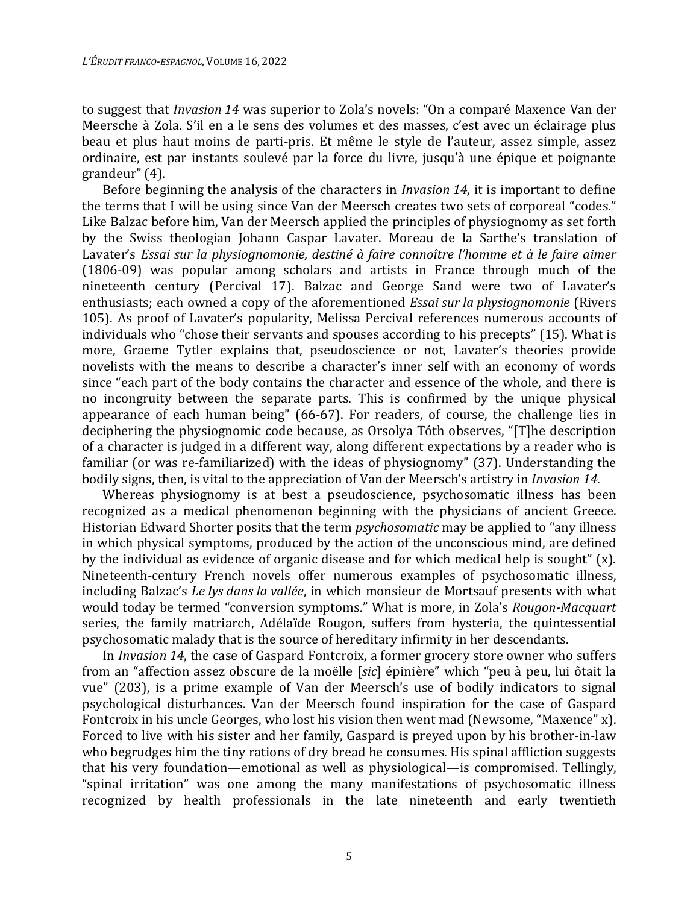to suggest that *Invasion 14* was superior to Zola's novels: "On a comparé Maxence Van der Meersche à Zola. S'il en a le sens des volumes et des masses, c'est avec un éclairage plus beau et plus haut moins de parti-pris. Et même le style de l'auteur, assez simple, assez ordinaire, est par instants soulevé par la force du livre, jusqu'à une épique et poignante grandeur" (4).

Before beginning the analysis of the characters in *Invasion 14*, it is important to define the terms that I will be using since Van der Meersch creates two sets of corporeal "codes." Like Balzac before him, Van der Meersch applied the principles of physiognomy as set forth by the Swiss theologian Johann Caspar Lavater. Moreau de la Sarthe's translation of Lavater's *Essai sur la physiognomonie, destiné à faire connoître l'homme et à le faire aimer* (1806-09) was popular among scholars and artists in France through much of the nineteenth century (Percival 17). Balzac and George Sand were two of Lavater's enthusiasts; each owned a copy of the aforementioned *Essai sur la physiognomonie* (Rivers 105). As proof of Lavater's popularity, Melissa Percival references numerous accounts of individuals who "chose their servants and spouses according to his precepts" (15). What is more, Graeme Tytler explains that, pseudoscience or not, Lavater's theories provide novelists with the means to describe a character's inner self with an economy of words since "each part of the body contains the character and essence of the whole, and there is no incongruity between the separate parts. This is confirmed by the unique physical appearance of each human being" (66-67). For readers, of course, the challenge lies in deciphering the physiognomic code because, as Orsolya Tóth observes, "[T]he description of a character is judged in a different way, along different expectations by a reader who is familiar (or was re-familiarized) with the ideas of physiognomy" (37). Understanding the bodily signs, then, is vital to the appreciation of Van der Meersch's artistry in *Invasion 14*.

Whereas physiognomy is at best a pseudoscience, psychosomatic illness has been recognized as a medical phenomenon beginning with the physicians of ancient Greece. Historian Edward Shorter posits that the term *psychosomatic* may be applied to "any illness in which physical symptoms, produced by the action of the unconscious mind, are defined by the individual as evidence of organic disease and for which medical help is sought" (x). Nineteenth-century French novels offer numerous examples of psychosomatic illness, including Balzac's *Le lys dans la vallée*, in which monsieur de Mortsauf presents with what would today be termed "conversion symptoms." What is more, in Zola's *Rougon-Macquart* series, the family matriarch, Adélaïde Rougon, suffers from hysteria, the quintessential psychosomatic malady that is the source of hereditary infirmity in her descendants.

In *Invasion 14*, the case of Gaspard Fontcroix, a former grocery store owner who suffers from an "affection assez obscure de la moëlle [*sic*] épinière" which "peu à peu, lui ôtait la vue" (203), is a prime example of Van der Meersch's use of bodily indicators to signal psychological disturbances. Van der Meersch found inspiration for the case of Gaspard Fontcroix in his uncle Georges, who lost his vision then went mad (Newsome, "Maxence" x). Forced to live with his sister and her family, Gaspard is preyed upon by his brother-in-law who begrudges him the tiny rations of dry bread he consumes. His spinal affliction suggests that his very foundation—emotional as well as physiological—is compromised. Tellingly, "spinal irritation" was one among the many manifestations of psychosomatic illness recognized by health professionals in the late nineteenth and early twentieth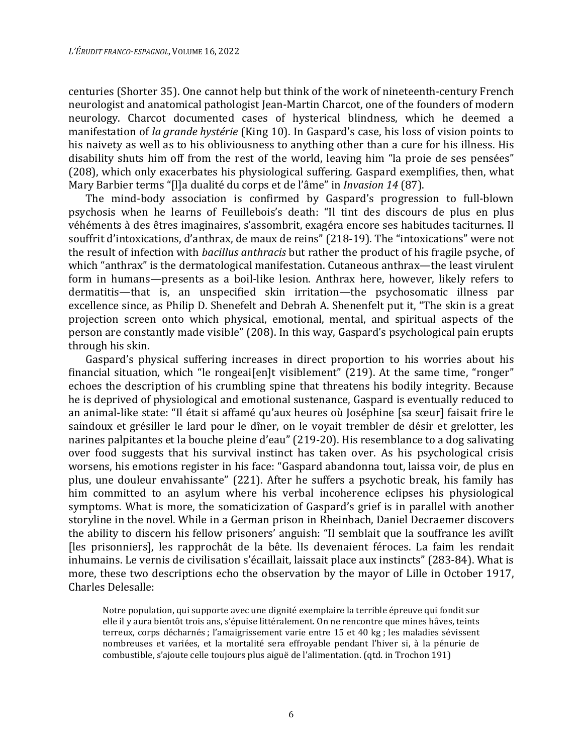centuries (Shorter 35). One cannot help but think of the work of nineteenth-century French neurologist and anatomical pathologist Jean-Martin Charcot, one of the founders of modern neurology. Charcot documented cases of hysterical blindness, which he deemed a manifestation of *la grande hystérie* (King 10). In Gaspard's case, his loss of vision points to his naivety as well as to his obliviousness to anything other than a cure for his illness. His disability shuts him off from the rest of the world, leaving him "la proie de ses pensées" (208), which only exacerbates his physiological suffering. Gaspard exemplifies, then, what Mary Barbier terms "[l]a dualité du corps et de l'âme" in *Invasion 14* (87).

The mind-body association is confirmed by Gaspard's progression to full-blown psychosis when he learns of Feuillebois's death: "Il tint des discours de plus en plus véhéments à des êtres imaginaires, s'assombrit, exagéra encore ses habitudes taciturnes. Il souffrit d'intoxications, d'anthrax, de maux de reins" (218-19). The "intoxications" were not the result of infection with *bacillus anthracis* but rather the product of his fragile psyche, of which "anthrax" is the dermatological manifestation. Cutaneous anthrax—the least virulent form in humans—presents as a boil-like lesion. Anthrax here, however, likely refers to dermatitis—that is, an unspecified skin irritation—the psychosomatic illness par excellence since, as Philip D. Shenefelt and Debrah A. Shenenfelt put it, "The skin is a great projection screen onto which physical, emotional, mental, and spiritual aspects of the person are constantly made visible" (208). In this way, Gaspard's psychological pain erupts through his skin.

Gaspard's physical suffering increases in direct proportion to his worries about his financial situation, which "le rongeai[en]t visiblement" (219). At the same time, "ronger" echoes the description of his crumbling spine that threatens his bodily integrity. Because he is deprived of physiological and emotional sustenance, Gaspard is eventually reduced to an animal-like state: "Il était si affamé qu'aux heures où Joséphine [sa sœur] faisait frire le saindoux et grésiller le lard pour le dîner, on le voyait trembler de désir et grelotter, les narines palpitantes et la bouche pleine d'eau" (219-20). His resemblance to a dog salivating over food suggests that his survival instinct has taken over. As his psychological crisis worsens, his emotions register in his face: "Gaspard abandonna tout, laissa voir, de plus en plus, une douleur envahissante" (221). After he suffers a psychotic break, his family has him committed to an asylum where his verbal incoherence eclipses his physiological symptoms. What is more, the somaticization of Gaspard's grief is in parallel with another storyline in the novel. While in a German prison in Rheinbach, Daniel Decraemer discovers the ability to discern his fellow prisoners' anguish: "Il semblait que la souffrance les avilît [les prisonniers], les rapprochât de la bête. Ils devenaient féroces. La faim les rendait inhumains. Le vernis de civilisation s'écaillait, laissait place aux instincts" (283-84). What is more, these two descriptions echo the observation by the mayor of Lille in October 1917, Charles Delesalle:

> Notre population, qui supporte avec une dignité exemplaire la terrible épreuve qui fondit sur elle il y aura bientôt trois ans, s'épuise littéralement. On ne rencontre que mines hâves, teints terreux, corps décharnés ; l'amaigrissement varie entre 15 et 40 kg ; les maladies sévissent nombreuses et variées, et la mortalité sera effroyable pendant l'hiver si, à la pénurie de combustible, s'ajoute celle toujours plus aiguë de l'alimentation. (qtd. in Trochon 191)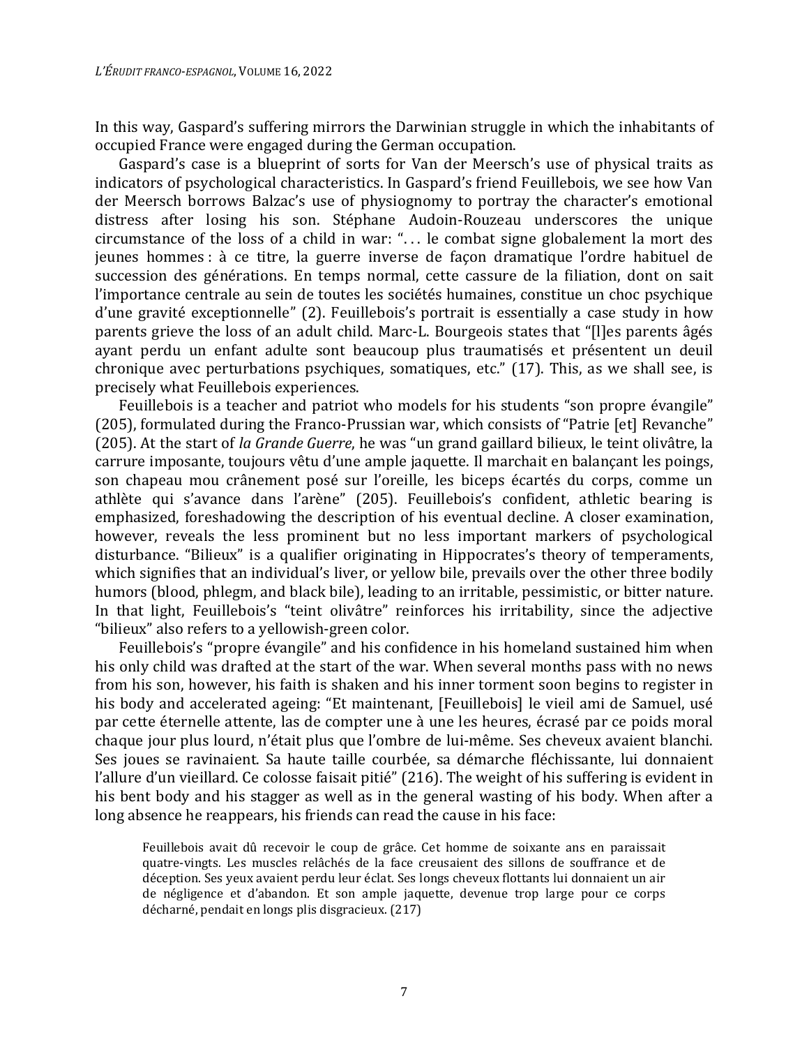In this way, Gaspard's suffering mirrors the Darwinian struggle in which the inhabitants of occupied France were engaged during the German occupation.

Gaspard's case is a blueprint of sorts for Van der Meersch's use of physical traits as indicators of psychological characteristics. In Gaspard's friend Feuillebois, we see how Van der Meersch borrows Balzac's use of physiognomy to portray the character's emotional distress after losing his son. Stéphane Audoin-Rouzeau underscores the unique circumstance of the loss of a child in war: ". . . le combat signe globalement la mort des jeunes hommes : à ce titre, la guerre inverse de façon dramatique l'ordre habituel de succession des générations. En temps normal, cette cassure de la filiation, dont on sait l'importance centrale au sein de toutes les sociétés humaines, constitue un choc psychique d'une gravité exceptionnelle" (2). Feuillebois's portrait is essentially a case study in how parents grieve the loss of an adult child. Marc-L. Bourgeois states that "[l]es parents âgés ayant perdu un enfant adulte sont beaucoup plus traumatisés et présentent un deuil chronique avec perturbations psychiques, somatiques, etc." (17). This, as we shall see, is precisely what Feuillebois experiences.

Feuillebois is a teacher and patriot who models for his students "son propre évangile" (205), formulated during the Franco-Prussian war, which consists of "Patrie [et] Revanche" (205). At the start of *la Grande Guerre*, he was "un grand gaillard bilieux, le teint olivâtre, la carrure imposante, toujours vêtu d'une ample jaquette. Il marchait en balançant les poings, son chapeau mou crânement posé sur l'oreille, les biceps écartés du corps, comme un athlète qui s'avance dans l'arène" (205). Feuillebois's confident, athletic bearing is emphasized, foreshadowing the description of his eventual decline. A closer examination, however, reveals the less prominent but no less important markers of psychological disturbance. "Bilieux" is a qualifier originating in Hippocrates's theory of temperaments, which signifies that an individual's liver, or yellow bile, prevails over the other three bodily humors (blood, phlegm, and black bile), leading to an irritable, pessimistic, or bitter nature. In that light, Feuillebois's "teint olivâtre" reinforces his irritability, since the adjective "bilieux" also refers to a yellowish-green color.

Feuillebois's "propre évangile" and his confidence in his homeland sustained him when his only child was drafted at the start of the war. When several months pass with no news from his son, however, his faith is shaken and his inner torment soon begins to register in his body and accelerated ageing: "Et maintenant, [Feuillebois] le vieil ami de Samuel, usé par cette éternelle attente, las de compter une à une les heures, écrasé par ce poids moral chaque jour plus lourd, n'était plus que l'ombre de lui-même. Ses cheveux avaient blanchi. Ses joues se ravinaient. Sa haute taille courbée, sa démarche fléchissante, lui donnaient l'allure d'un vieillard. Ce colosse faisait pitié" (216). The weight of his suffering is evident in his bent body and his stagger as well as in the general wasting of his body. When after a long absence he reappears, his friends can read the cause in his face:

> Feuillebois avait dû recevoir le coup de grâce. Cet homme de soixante ans en paraissait quatre-vingts. Les muscles relâchés de la face creusaient des sillons de souffrance et de déception. Ses yeux avaient perdu leur éclat. Ses longs cheveux flottants lui donnaient un air de négligence et d'abandon. Et son ample jaquette, devenue trop large pour ce corps décharné, pendait en longs plis disgracieux. (217)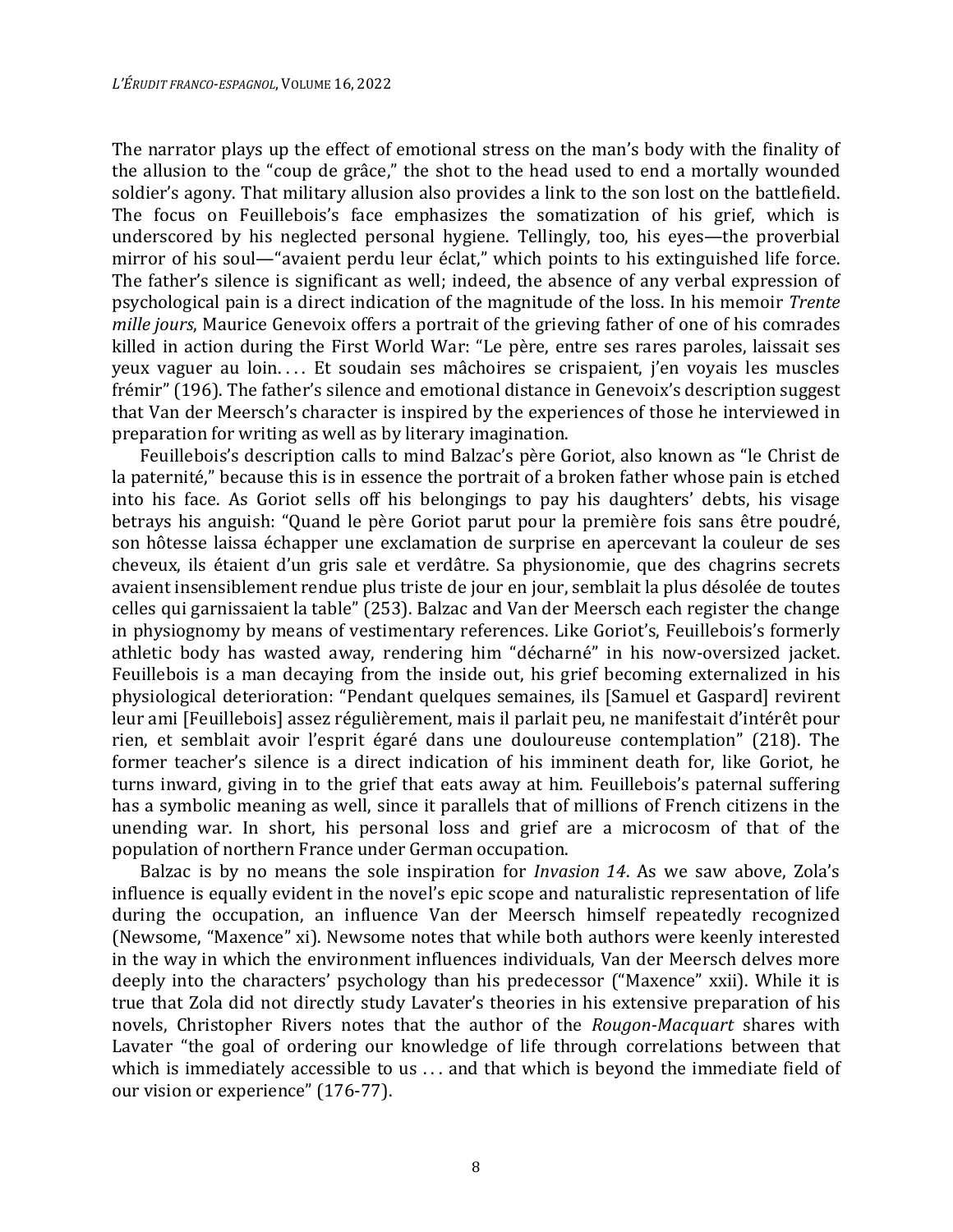The narrator plays up the effect of emotional stress on the man's body with the finality of the allusion to the "coup de grâce," the shot to the head used to end a mortally wounded soldier's agony. That military allusion also provides a link to the son lost on the battlefield. The focus on Feuillebois's face emphasizes the somatization of his grief, which is underscored by his neglected personal hygiene. Tellingly, too, his eyes—the proverbial mirror of his soul—"avaient perdu leur éclat," which points to his extinguished life force. The father's silence is significant as well; indeed, the absence of any verbal expression of psychological pain is a direct indication of the magnitude of the loss. In his memoir *Trente mille jours*, Maurice Genevoix offers a portrait of the grieving father of one of his comrades killed in action during the First World War: "Le père, entre ses rares paroles, laissait ses yeux vaguer au loin. . . . Et soudain ses mâchoires se crispaient, j'en voyais les muscles frémir" (196). The father's silence and emotional distance in Genevoix's description suggest that Van der Meersch's character is inspired by the experiences of those he interviewed in preparation for writing as well as by literary imagination.

Feuillebois's description calls to mind Balzac's père Goriot, also known as "le Christ de la paternité," because this is in essence the portrait of a broken father whose pain is etched into his face. As Goriot sells off his belongings to pay his daughters' debts, his visage betrays his anguish: "Quand le père Goriot parut pour la première fois sans être poudré, son hôtesse laissa échapper une exclamation de surprise en apercevant la couleur de ses cheveux, ils étaient d'un gris sale et verdâtre. Sa physionomie, que des chagrins secrets avaient insensiblement rendue plus triste de jour en jour, semblait la plus désolée de toutes celles qui garnissaient la table" (253). Balzac and Van der Meersch each register the change in physiognomy by means of vestimentary references. Like Goriot's, Feuillebois's formerly athletic body has wasted away, rendering him "décharné" in his now-oversized jacket. Feuillebois is a man decaying from the inside out, his grief becoming externalized in his physiological deterioration: "Pendant quelques semaines, ils [Samuel et Gaspard] revirent leur ami [Feuillebois] assez régulièrement, mais il parlait peu, ne manifestait d'intérêt pour rien, et semblait avoir l'esprit égaré dans une douloureuse contemplation" (218). The former teacher's silence is a direct indication of his imminent death for, like Goriot, he turns inward, giving in to the grief that eats away at him. Feuillebois's paternal suffering has a symbolic meaning as well, since it parallels that of millions of French citizens in the unending war. In short, his personal loss and grief are a microcosm of that of the population of northern France under German occupation.

Balzac is by no means the sole inspiration for *Invasion 14*. As we saw above, Zola's influence is equally evident in the novel's epic scope and naturalistic representation of life during the occupation, an influence Van der Meersch himself repeatedly recognized (Newsome, "Maxence" xi). Newsome notes that while both authors were keenly interested in the way in which the environment influences individuals, Van der Meersch delves more deeply into the characters' psychology than his predecessor ("Maxence" xxii). While it is true that Zola did not directly study Lavater's theories in his extensive preparation of his novels, Christopher Rivers notes that the author of the *Rougon-Macquart* shares with Lavater "the goal of ordering our knowledge of life through correlations between that which is immediately accessible to us . . . and that which is beyond the immediate field of our vision or experience" (176-77).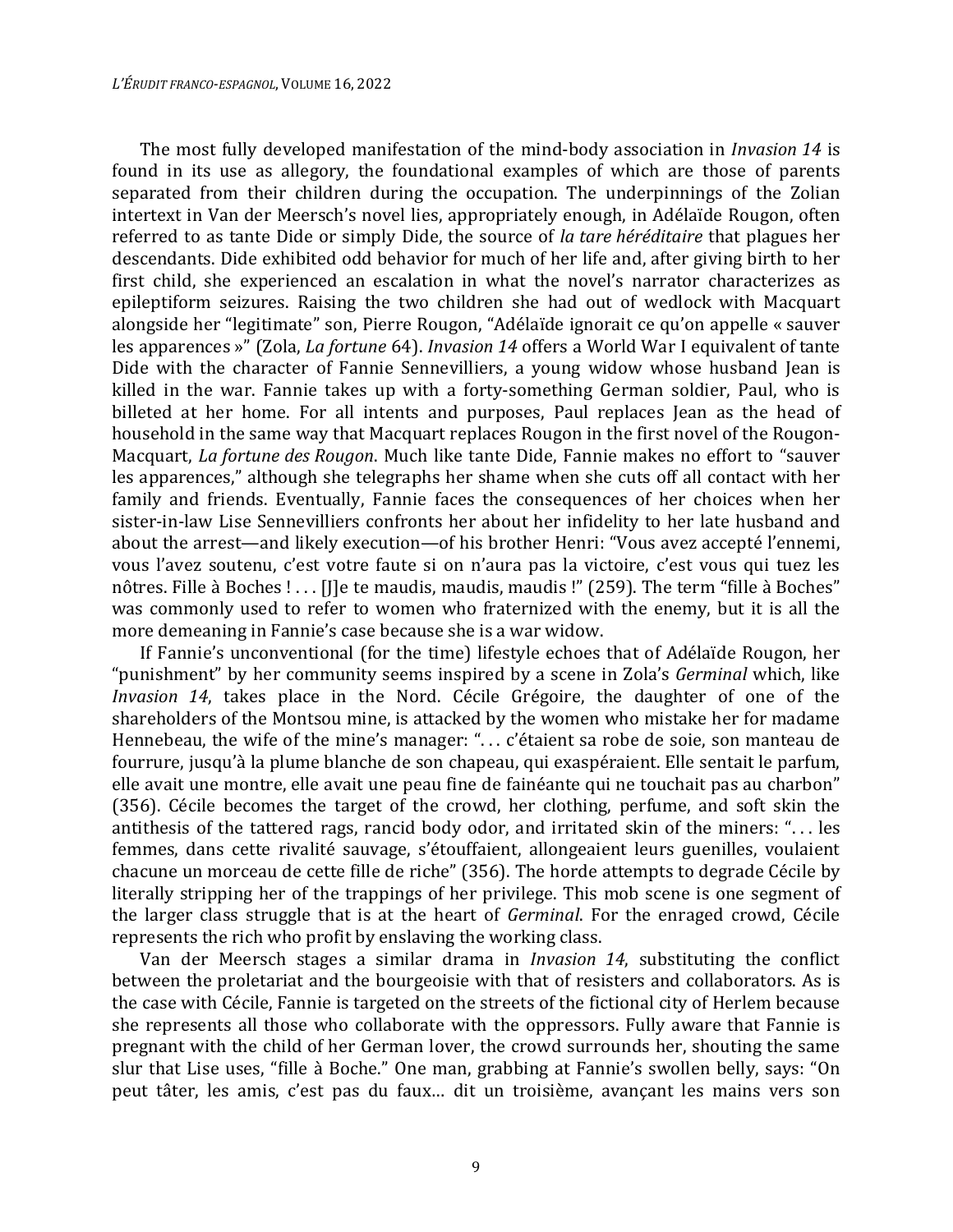The most fully developed manifestation of the mind-body association in *Invasion 14* is found in its use as allegory, the foundational examples of which are those of parents separated from their children during the occupation. The underpinnings of the Zolian intertext in Van der Meersch's novel lies, appropriately enough, in Adélaïde Rougon, often referred to as tante Dide or simply Dide, the source of *la tare héréditaire* that plagues her descendants. Dide exhibited odd behavior for much of her life and, after giving birth to her first child, she experienced an escalation in what the novel's narrator characterizes as epileptiform seizures. Raising the two children she had out of wedlock with Macquart alongside her "legitimate" son, Pierre Rougon, "Adélaïde ignorait ce qu'on appelle « sauver les apparences »" (Zola, *La fortune* 64). *Invasion 14* offers a World War I equivalent of tante Dide with the character of Fannie Sennevilliers, a young widow whose husband Jean is killed in the war. Fannie takes up with a forty-something German soldier, Paul, who is billeted at her home. For all intents and purposes, Paul replaces Jean as the head of household in the same way that Macquart replaces Rougon in the first novel of the Rougon-Macquart, *La fortune des Rougon*. Much like tante Dide, Fannie makes no effort to "sauver les apparences," although she telegraphs her shame when she cuts off all contact with her family and friends. Eventually, Fannie faces the consequences of her choices when her sister-in-law Lise Sennevilliers confronts her about her infidelity to her late husband and about the arrest—and likely execution—of his brother Henri: "Vous avez accepté l'ennemi, vous l'avez soutenu, c'est votre faute si on n'aura pas la victoire, c'est vous qui tuez les nôtres. Fille à Boches ! . . . [J]e te maudis, maudis, maudis !" (259). The term "fille à Boches" was commonly used to refer to women who fraternized with the enemy, but it is all the more demeaning in Fannie's case because she is a war widow.

If Fannie's unconventional (for the time) lifestyle echoes that of Adélaïde Rougon, her "punishment" by her community seems inspired by a scene in Zola's *Germinal* which, like *Invasion 14*, takes place in the Nord. Cécile Grégoire, the daughter of one of the shareholders of the Montsou mine, is attacked by the women who mistake her for madame Hennebeau, the wife of the mine's manager: ". . . c'étaient sa robe de soie, son manteau de fourrure, jusqu'à la plume blanche de son chapeau, qui exaspéraient. Elle sentait le parfum, elle avait une montre, elle avait une peau fine de fainéante qui ne touchait pas au charbon" (356). Cécile becomes the target of the crowd, her clothing, perfume, and soft skin the antithesis of the tattered rags, rancid body odor, and irritated skin of the miners: ". . . les femmes, dans cette rivalité sauvage, s'étouffaient, allongeaient leurs guenilles, voulaient chacune un morceau de cette fille de riche" (356). The horde attempts to degrade Cécile by literally stripping her of the trappings of her privilege. This mob scene is one segment of the larger class struggle that is at the heart of *Germinal*. For the enraged crowd, Cécile represents the rich who profit by enslaving the working class.

Van der Meersch stages a similar drama in *Invasion 14*, substituting the conflict between the proletariat and the bourgeoisie with that of resisters and collaborators. As is the case with Cécile, Fannie is targeted on the streets of the fictional city of Herlem because she represents all those who collaborate with the oppressors. Fully aware that Fannie is pregnant with the child of her German lover, the crowd surrounds her, shouting the same slur that Lise uses, "fille à Boche." One man, grabbing at Fannie's swollen belly, says: "On peut tâter, les amis, c'est pas du faux… dit un troisième, avançant les mains vers son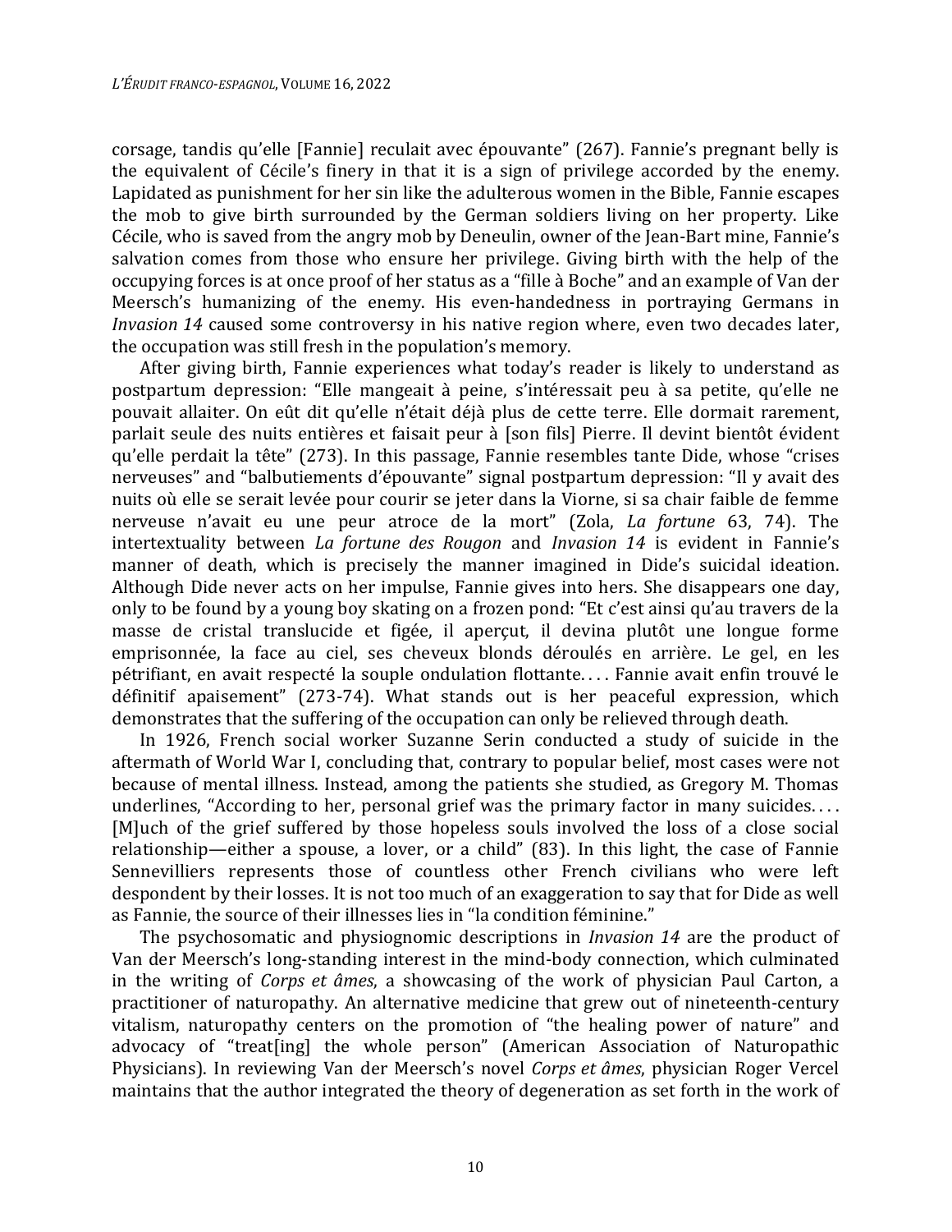corsage, tandis qu'elle [Fannie] reculait avec épouvante" (267). Fannie's pregnant belly is the equivalent of Cécile's finery in that it is a sign of privilege accorded by the enemy. Lapidated as punishment for her sin like the adulterous women in the Bible, Fannie escapes the mob to give birth surrounded by the German soldiers living on her property. Like Cécile, who is saved from the angry mob by Deneulin, owner of the Jean-Bart mine, Fannie's salvation comes from those who ensure her privilege. Giving birth with the help of the occupying forces is at once proof of her status as a "fille à Boche" and an example of Van der Meersch's humanizing of the enemy. His even-handedness in portraying Germans in *Invasion 14* caused some controversy in his native region where, even two decades later, the occupation was still fresh in the population's memory.

After giving birth, Fannie experiences what today's reader is likely to understand as postpartum depression: "Elle mangeait à peine, s'intéressait peu à sa petite, qu'elle ne pouvait allaiter. On eût dit qu'elle n'était déjà plus de cette terre. Elle dormait rarement, parlait seule des nuits entières et faisait peur à [son fils] Pierre. Il devint bientôt évident qu'elle perdait la tête" (273). In this passage, Fannie resembles tante Dide, whose "crises nerveuses" and "balbutiements d'épouvante" signal postpartum depression: "Il y avait des nuits où elle se serait levée pour courir se jeter dans la Viorne, si sa chair faible de femme nerveuse n'avait eu une peur atroce de la mort" (Zola, *La fortune* 63, 74). The intertextuality between *La fortune des Rougon* and *Invasion 14* is evident in Fannie's manner of death, which is precisely the manner imagined in Dide's suicidal ideation. Although Dide never acts on her impulse, Fannie gives into hers. She disappears one day, only to be found by a young boy skating on a frozen pond: "Et c'est ainsi qu'au travers de la masse de cristal translucide et figée, il aperçut, il devina plutôt une longue forme emprisonnée, la face au ciel, ses cheveux blonds déroulés en arrière. Le gel, en les pétrifiant, en avait respecté la souple ondulation flottante. . . . Fannie avait enfin trouvé le définitif apaisement" (273-74). What stands out is her peaceful expression, which demonstrates that the suffering of the occupation can only be relieved through death.

In 1926, French social worker Suzanne Serin conducted a study of suicide in the aftermath of World War I, concluding that, contrary to popular belief, most cases were not because of mental illness. Instead, among the patients she studied, as Gregory M. Thomas underlines, "According to her, personal grief was the primary factor in many suicides. . . . [M]uch of the grief suffered by those hopeless souls involved the loss of a close social relationship—either a spouse, a lover, or a child" (83). In this light, the case of Fannie Sennevilliers represents those of countless other French civilians who were left despondent by their losses. It is not too much of an exaggeration to say that for Dide as well as Fannie, the source of their illnesses lies in "la condition féminine."

The psychosomatic and physiognomic descriptions in *Invasion 14* are the product of Van der Meersch's long-standing interest in the mind-body connection, which culminated in the writing of *Corps et âmes*, a showcasing of the work of physician Paul Carton, a practitioner of naturopathy. An alternative medicine that grew out of nineteenth-century vitalism, naturopathy centers on the promotion of "the healing power of nature" and advocacy of "treat[ing] the whole person" (American Association of Naturopathic Physicians). In reviewing Van der Meersch's novel *Corps et âmes*, physician Roger Vercel maintains that the author integrated the theory of degeneration as set forth in the work of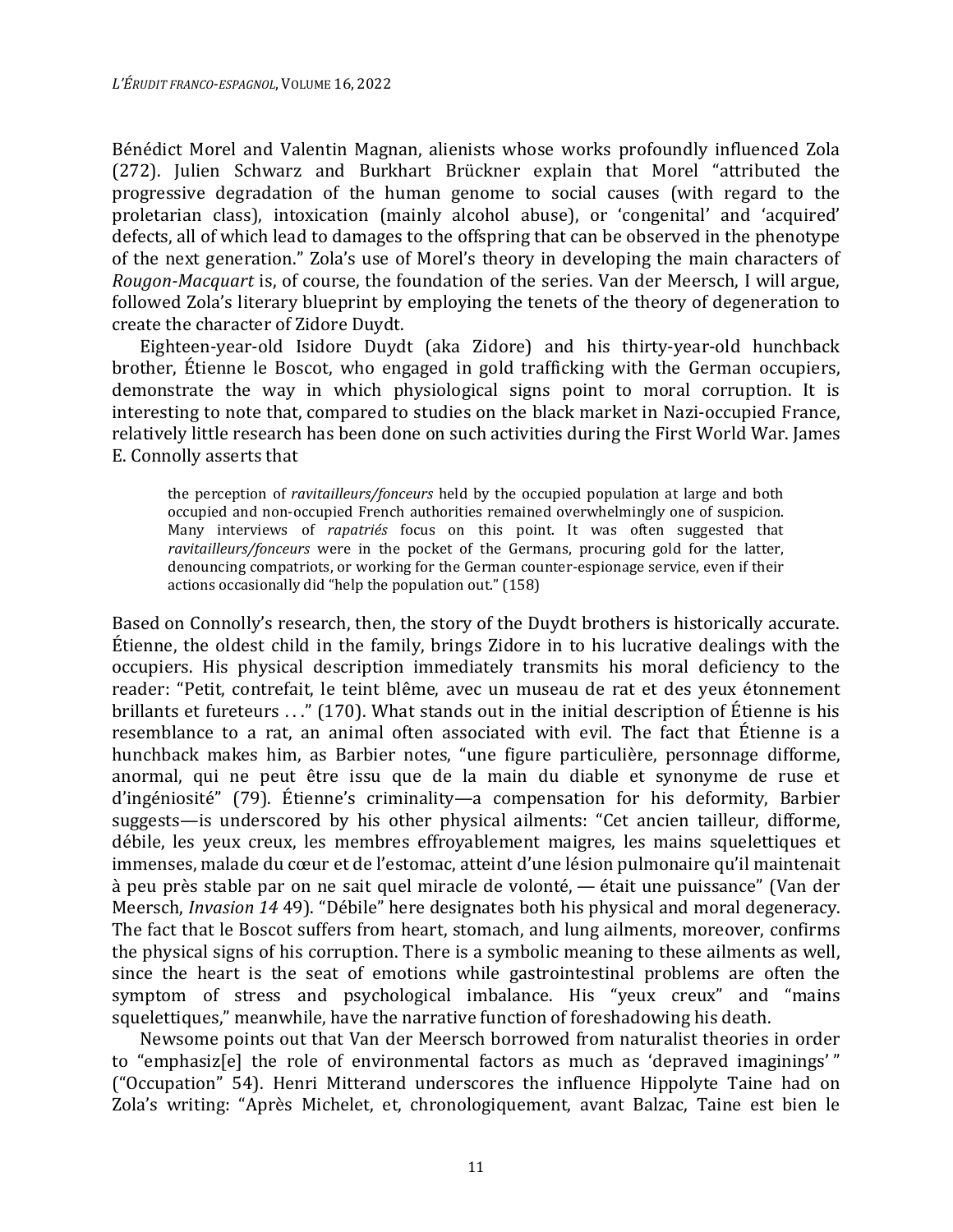Bénédict Morel and Valentin Magnan, alienists whose works profoundly influenced Zola (272). Julien Schwarz and Burkhart Brückner explain that Morel "attributed the progressive degradation of the human genome to social causes (with regard to the proletarian class), intoxication (mainly alcohol abuse), or 'congenital' and 'acquired' defects, all of which lead to damages to the offspring that can be observed in the phenotype of the next generation." Zola's use of Morel's theory in developing the main characters of *Rougon-Macquart* is, of course, the foundation of the series. Van der Meersch, I will argue, followed Zola's literary blueprint by employing the tenets of the theory of degeneration to create the character of Zidore Duydt.

Eighteen-year-old Isidore Duydt (aka Zidore) and his thirty-year-old hunchback brother, Étienne le Boscot, who engaged in gold trafficking with the German occupiers, demonstrate the way in which physiological signs point to moral corruption. It is interesting to note that, compared to studies on the black market in Nazi-occupied France, relatively little research has been done on such activities during the First World War. James E. Connolly asserts that

> the perception of *ravitailleurs/fonceurs* held by the occupied population at large and both occupied and non-occupied French authorities remained overwhelmingly one of suspicion. Many interviews of *rapatriés* focus on this point. It was often suggested that *ravitailleurs/fonceurs* were in the pocket of the Germans, procuring gold for the latter, denouncing compatriots, or working for the German counter-espionage service, even if their actions occasionally did "help the population out." (158)

Based on Connolly's research, then, the story of the Duydt brothers is historically accurate. Étienne, the oldest child in the family, brings Zidore in to his lucrative dealings with the occupiers. His physical description immediately transmits his moral deficiency to the reader: "Petit, contrefait, le teint blême, avec un museau de rat et des yeux étonnement brillants et fureteurs . . ." (170). What stands out in the initial description of Étienne is his resemblance to a rat, an animal often associated with evil. The fact that Étienne is a hunchback makes him, as Barbier notes, "une figure particulière, personnage difforme, anormal, qui ne peut être issu que de la main du diable et synonyme de ruse et d'ingéniosité" (79). Étienne's criminality—a compensation for his deformity, Barbier suggests—is underscored by his other physical ailments: "Cet ancien tailleur, difforme, débile, les yeux creux, les membres effroyablement maigres, les mains squelettiques et immenses, malade du cœur et de l'estomac, atteint d'une lésion pulmonaire qu'il maintenait à peu près stable par on ne sait quel miracle de volonté, — était une puissance" (Van der Meersch, *Invasion 14* 49). "Débile" here designates both his physical and moral degeneracy. The fact that le Boscot suffers from heart, stomach, and lung ailments, moreover, confirms the physical signs of his corruption. There is a symbolic meaning to these ailments as well, since the heart is the seat of emotions while gastrointestinal problems are often the symptom of stress and psychological imbalance. His "yeux creux" and "mains squelettiques," meanwhile, have the narrative function of foreshadowing his death.

Newsome points out that Van der Meersch borrowed from naturalist theories in order to "emphasiz[e] the role of environmental factors as much as 'depraved imaginings' " ("Occupation" 54). Henri Mitterand underscores the influence Hippolyte Taine had on Zola's writing: "Après Michelet, et, chronologiquement, avant Balzac, Taine est bien le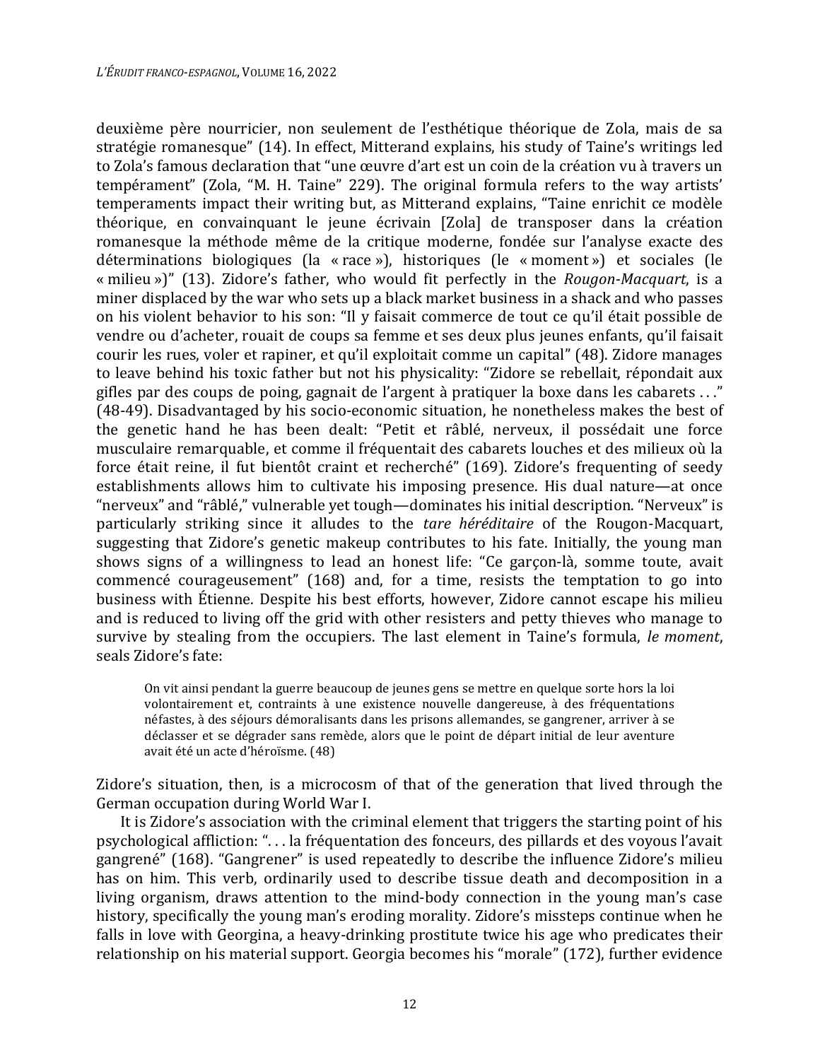deuxième père nourricier, non seulement de l'esthétique théorique de Zola, mais de sa stratégie romanesque" (14). In effect, Mitterand explains, his study of Taine's writings led to Zola's famous declaration that "une œuvre d'art est un coin de la création vu à travers un tempérament" (Zola, "M. H. Taine" 229). The original formula refers to the way artists' temperaments impact their writing but, as Mitterand explains, "Taine enrichit ce modèle théorique, en convainquant le jeune écrivain [Zola] de transposer dans la création romanesque la méthode même de la critique moderne, fondée sur l'analyse exacte des déterminations biologiques (la « race »), historiques (le « moment ») et sociales (le « milieu »)" (13). Zidore's father, who would fit perfectly in the *Rougon-Macquart*, is a miner displaced by the war who sets up a black market business in a shack and who passes on his violent behavior to his son: "Il y faisait commerce de tout ce qu'il était possible de vendre ou d'acheter, rouait de coups sa femme et ses deux plus jeunes enfants, qu'il faisait courir les rues, voler et rapiner, et qu'il exploitait comme un capital" (48). Zidore manages to leave behind his toxic father but not his physicality: "Zidore se rebellait, répondait aux gifles par des coups de poing, gagnait de l'argent à pratiquer la boxe dans les cabarets . . ." (48-49). Disadvantaged by his socio-economic situation, he nonetheless makes the best of the genetic hand he has been dealt: "Petit et râblé, nerveux, il possédait une force musculaire remarquable, et comme il fréquentait des cabarets louches et des milieux où la force était reine, il fut bientôt craint et recherché" (169). Zidore's frequenting of seedy establishments allows him to cultivate his imposing presence. His dual nature—at once "nerveux" and "râblé," vulnerable yet tough—dominates his initial description. "Nerveux" is particularly striking since it alludes to the *tare héréditaire* of the Rougon-Macquart, suggesting that Zidore's genetic makeup contributes to his fate. Initially, the young man shows signs of a willingness to lead an honest life: "Ce garçon-là, somme toute, avait commencé courageusement" (168) and, for a time, resists the temptation to go into business with Étienne. Despite his best efforts, however, Zidore cannot escape his milieu and is reduced to living off the grid with other resisters and petty thieves who manage to survive by stealing from the occupiers. The last element in Taine's formula, *le moment*, seals Zidore's fate:

> On vit ainsi pendant la guerre beaucoup de jeunes gens se mettre en quelque sorte hors la loi volontairement et, contraints à une existence nouvelle dangereuse, à des fréquentations néfastes, à des séjours démoralisants dans les prisons allemandes, se gangrener, arriver à se déclasser et se dégrader sans remède, alors que le point de départ initial de leur aventure avait été un acte d'héroïsme. (48)

Zidore's situation, then, is a microcosm of that of the generation that lived through the German occupation during World War I.

It is Zidore's association with the criminal element that triggers the starting point of his psychological affliction: ". . . la fréquentation des fonceurs, des pillards et des voyous l'avait gangrené" (168). "Gangrener" is used repeatedly to describe the influence Zidore's milieu has on him. This verb, ordinarily used to describe tissue death and decomposition in a living organism, draws attention to the mind-body connection in the young man's case history, specifically the young man's eroding morality. Zidore's missteps continue when he falls in love with Georgina, a heavy-drinking prostitute twice his age who predicates their relationship on his material support. Georgia becomes his "morale" (172), further evidence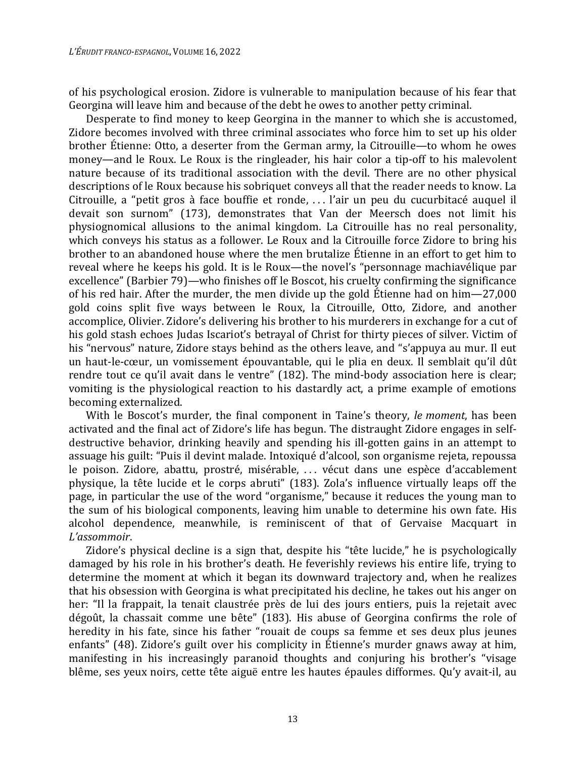of his psychological erosion. Zidore is vulnerable to manipulation because of his fear that Georgina will leave him and because of the debt he owes to another petty criminal.

Desperate to find money to keep Georgina in the manner to which she is accustomed, Zidore becomes involved with three criminal associates who force him to set up his older brother Étienne: Otto, a deserter from the German army, la Citrouille—to whom he owes money—and le Roux. Le Roux is the ringleader, his hair color a tip-off to his malevolent nature because of its traditional association with the devil. There are no other physical descriptions of le Roux because his sobriquet conveys all that the reader needs to know. La Citrouille, a "petit gros à face bouffie et ronde, . . . l'air un peu du cucurbitacé auquel il devait son surnom" (173), demonstrates that Van der Meersch does not limit his physiognomical allusions to the animal kingdom. La Citrouille has no real personality, which conveys his status as a follower. Le Roux and la Citrouille force Zidore to bring his brother to an abandoned house where the men brutalize Étienne in an effort to get him to reveal where he keeps his gold. It is le Roux—the novel's "personnage machiavélique par excellence" (Barbier 79)—who finishes off le Boscot, his cruelty confirming the significance of his red hair. After the murder, the men divide up the gold Étienne had on him—27,000 gold coins split five ways between le Roux, la Citrouille, Otto, Zidore, and another accomplice, Olivier. Zidore's delivering his brother to his murderers in exchange for a cut of his gold stash echoes Judas Iscariot's betrayal of Christ for thirty pieces of silver. Victim of his "nervous" nature, Zidore stays behind as the others leave, and "s'appuya au mur. Il eut un haut-le-cœur, un vomissement épouvantable, qui le plia en deux. Il semblait qu'il dût rendre tout ce qu'il avait dans le ventre" (182). The mind-body association here is clear; vomiting is the physiological reaction to his dastardly act, a prime example of emotions becoming externalized.

With le Boscot's murder, the final component in Taine's theory, *le moment*, has been activated and the final act of Zidore's life has begun. The distraught Zidore engages in self-destructive behavior, drinking heavily and spending his ill-gotten gains in an attempt to assuage his guilt: "Puis il devint malade. Intoxiqué d'alcool, son organisme rejeta, repoussa le poison. Zidore, abattu, prostré, misérable, . . . vécut dans une espèce d'accablement physique, la tête lucide et le corps abruti" (183). Zola's influence virtually leaps off the page, in particular the use of the word "organisme," because it reduces the young man to the sum of his biological components, leaving him unable to determine his own fate. His alcohol dependence, meanwhile, is reminiscent of that of Gervaise Macquart in *L'assommoir*.

Zidore's physical decline is a sign that, despite his "tête lucide," he is psychologically damaged by his role in his brother's death. He feverishly reviews his entire life, trying to determine the moment at which it began its downward trajectory and, when he realizes that his obsession with Georgina is what precipitated his decline, he takes out his anger on her: "Il la frappait, la tenait claustrée près de lui des jours entiers, puis la rejetait avec dégoût, la chassait comme une bête" (183). His abuse of Georgina confirms the role of heredity in his fate, since his father "rouait de coups sa femme et ses deux plus jeunes enfants" (48). Zidore's guilt over his complicity in Étienne's murder gnaws away at him, manifesting in his increasingly paranoid thoughts and conjuring his brother's "visage blême, ses yeux noirs, cette tête aiguë entre les hautes épaules difformes. Qu'y avait-il, au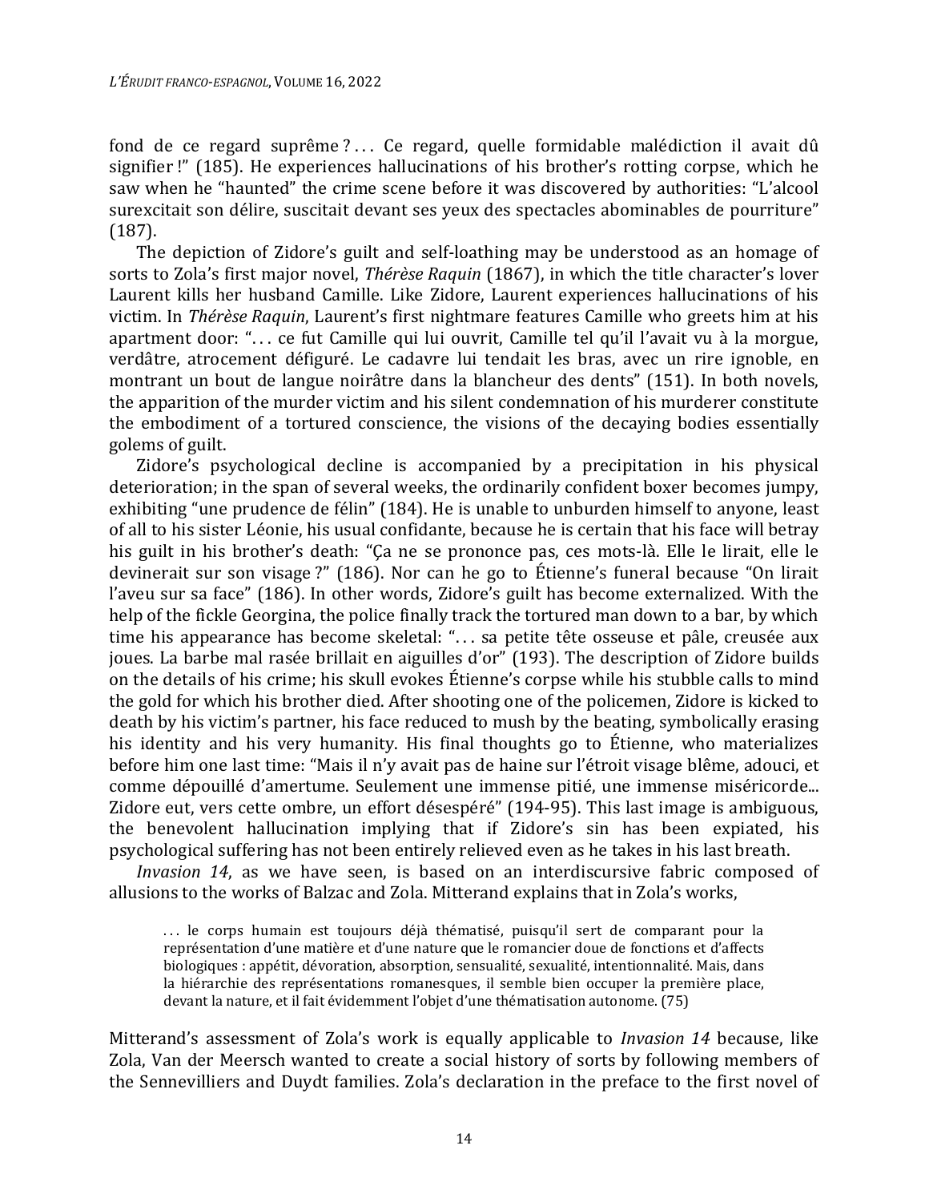fond de ce regard suprême ? . . . Ce regard, quelle formidable malédiction il avait dû signifier !" (185). He experiences hallucinations of his brother's rotting corpse, which he saw when he "haunted" the crime scene before it was discovered by authorities: "L'alcool surexcitait son délire, suscitait devant ses yeux des spectacles abominables de pourriture" (187).

The depiction of Zidore's guilt and self-loathing may be understood as an homage of sorts to Zola's first major novel, *Thérèse Raquin* (1867), in which the title character's lover Laurent kills her husband Camille. Like Zidore, Laurent experiences hallucinations of his victim. In *Thérèse Raquin*, Laurent's first nightmare features Camille who greets him at his apartment door: ". . . ce fut Camille qui lui ouvrit, Camille tel qu'il l'avait vu à la morgue, verdâtre, atrocement défiguré. Le cadavre lui tendait les bras, avec un rire ignoble, en montrant un bout de langue noirâtre dans la blancheur des dents" (151). In both novels, the apparition of the murder victim and his silent condemnation of his murderer constitute the embodiment of a tortured conscience, the visions of the decaying bodies essentially golems of guilt.

Zidore's psychological decline is accompanied by a precipitation in his physical deterioration; in the span of several weeks, the ordinarily confident boxer becomes jumpy, exhibiting "une prudence de félin" (184). He is unable to unburden himself to anyone, least of all to his sister Léonie, his usual confidante, because he is certain that his face will betray his guilt in his brother's death: "Ça ne se prononce pas, ces mots-là. Elle le lirait, elle le devinerait sur son visage ?" (186). Nor can he go to Étienne's funeral because "On lirait l'aveu sur sa face" (186). In other words, Zidore's guilt has become externalized. With the help of the fickle Georgina, the police finally track the tortured man down to a bar, by which time his appearance has become skeletal: ". . . sa petite tête osseuse et pâle, creusée aux joues. La barbe mal rasée brillait en aiguilles d'or" (193). The description of Zidore builds on the details of his crime; his skull evokes Étienne's corpse while his stubble calls to mind the gold for which his brother died. After shooting one of the policemen, Zidore is kicked to death by his victim's partner, his face reduced to mush by the beating, symbolically erasing his identity and his very humanity. His final thoughts go to Étienne, who materializes before him one last time: "Mais il n'y avait pas de haine sur l'étroit visage blême, adouci, et comme dépouillé d'amertume. Seulement une immense pitié, une immense miséricorde... Zidore eut, vers cette ombre, un effort désespéré" (194-95). This last image is ambiguous, the benevolent hallucination implying that if Zidore's sin has been expiated, his psychological suffering has not been entirely relieved even as he takes in his last breath.

*Invasion 14*, as we have seen, is based on an interdiscursive fabric composed of allusions to the works of Balzac and Zola. Mitterand explains that in Zola's works,

> . . . le corps humain est toujours déjà thématisé, puisqu'il sert de comparant pour la représentation d'une matière et d'une nature que le romancier doue de fonctions et d'affects biologiques : appétit, dévoration, absorption, sensualité, sexualité, intentionnalité. Mais, dans la hiérarchie des représentations romanesques, il semble bien occuper la première place, devant la nature, et il fait évidemment l'objet d'une thématisation autonome. (75)

Mitterand's assessment of Zola's work is equally applicable to *Invasion 14* because, like Zola, Van der Meersch wanted to create a social history of sorts by following members of the Sennevilliers and Duydt families. Zola's declaration in the preface to the first novel of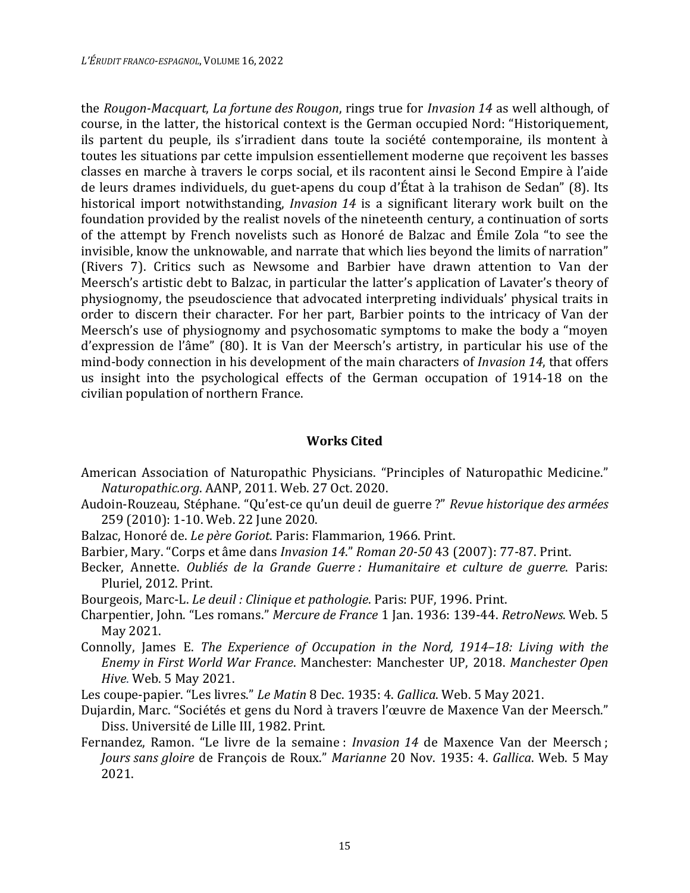the *Rougon-Macquart*, *La fortune des Rougon*, rings true for *Invasion 14* as well although, of course, in the latter, the historical context is the German occupied Nord: "Historiquement, ils partent du peuple, ils s'irradient dans toute la société contemporaine, ils montent à toutes les situations par cette impulsion essentiellement moderne que reçoivent les basses classes en marche à travers le corps social, et ils racontent ainsi le Second Empire à l'aide de leurs drames individuels, du guet-apens du coup d'État à la trahison de Sedan" (8). Its historical import notwithstanding, *Invasion 14* is a significant literary work built on the foundation provided by the realist novels of the nineteenth century, a continuation of sorts of the attempt by French novelists such as Honoré de Balzac and Émile Zola "to see the invisible, know the unknowable, and narrate that which lies beyond the limits of narration" (Rivers 7). Critics such as Newsome and Barbier have drawn attention to Van der Meersch's artistic debt to Balzac, in particular the latter's application of Lavater's theory of physiognomy, the pseudoscience that advocated interpreting individuals' physical traits in order to discern their character. For her part, Barbier points to the intricacy of Van der Meersch's use of physiognomy and psychosomatic symptoms to make the body a "moyen d'expression de l'âme" (80). It is Van der Meersch's artistry, in particular his use of the mind-body connection in his development of the main characters of *Invasion 14*, that offers us insight into the psychological effects of the German occupation of 1914-18 on the civilian population of northern France.

## Works Cited

American Association of Naturopathic Physicians. "Principles of Naturopathic Medicine." *Naturopathic.org*. AANP, 2011. Web. 27 Oct. 2020.

Audoin-Rouzeau, Stéphane. "Qu'est-ce qu'un deuil de guerre ?" *Revue historique des armées* 259 (2010): 1-10. Web. 22 June 2020.

Balzac, Honoré de. *Le père Goriot*. Paris: Flammarion, 1966. Print.

Barbier, Mary. "Corps et âme dans *Invasion 14*." *Roman 20-50* 43 (2007): 77-87. Print.

Becker, Annette. *Oubliés de la Grande Guerre : Humanitaire et culture de guerre*. Paris: Pluriel, 2012. Print.

Bourgeois, Marc-L. *Le deuil : Clinique et pathologie*. Paris: PUF, 1996. Print.

Charpentier, John. "Les romans." *Mercure de France* 1 Jan. 1936: 139-44. *RetroNews*. Web. 5 May 2021.

Connolly, James E. *The Experience of Occupation in the Nord, 1914–18: Living with the Enemy in First World War France*. Manchester: Manchester UP, 2018. *Manchester Open Hive.* Web. 5 May 2021.

Les coupe-papier. "Les livres." *Le Matin* 8 Dec. 1935: 4. *Gallica*. Web. 5 May 2021.

Dujardin, Marc. "Sociétés et gens du Nord à travers l'œuvre de Maxence Van der Meersch." Diss. Université de Lille III, 1982. Print.

Fernandez, Ramon. "Le livre de la semaine : *Invasion 14* de Maxence Van der Meersch ; *Jours sans gloire* de François de Roux." *Marianne* 20 Nov. 1935: 4. *Gallica*. Web. 5 May 2021.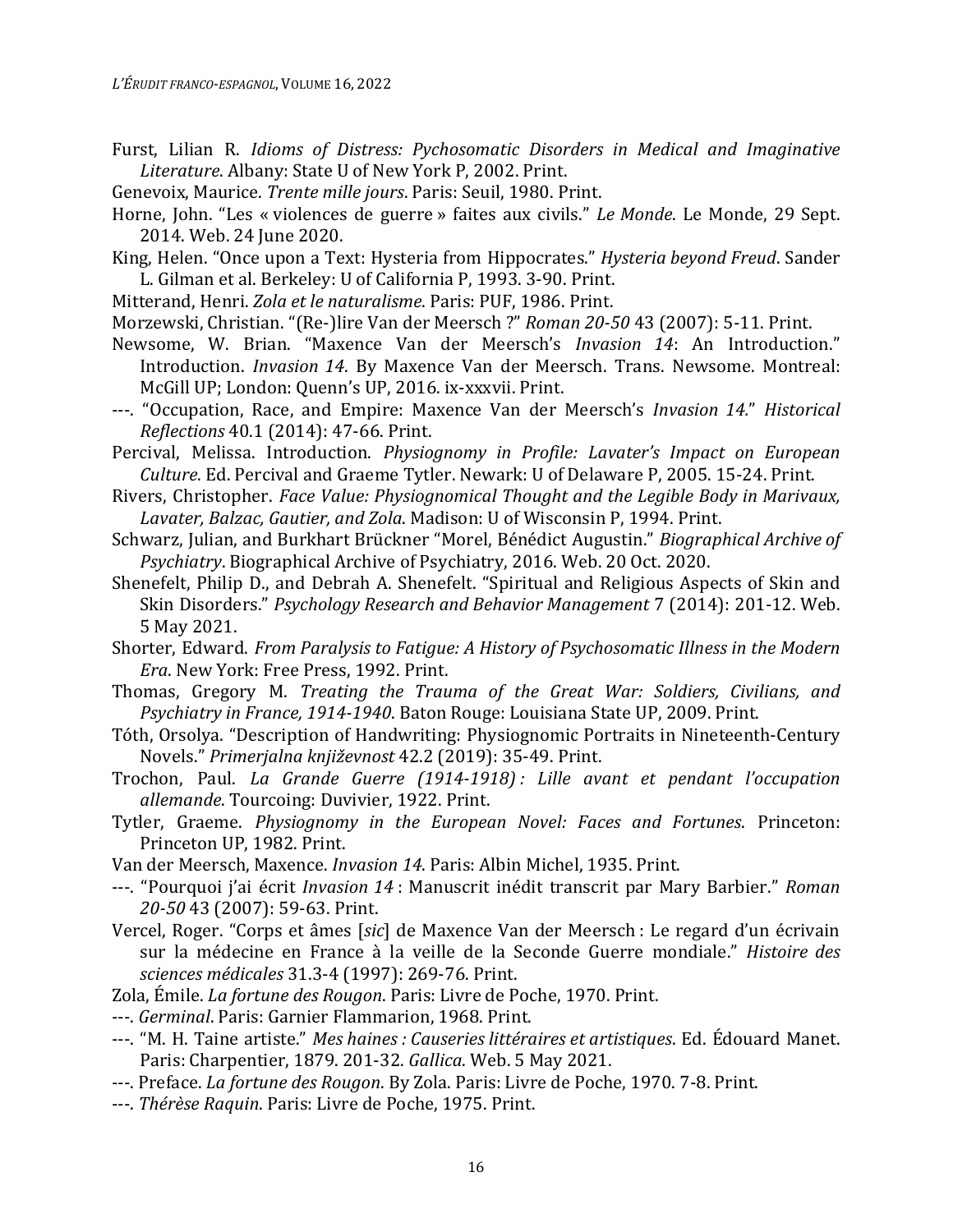Furst, Lilian R. *Idioms of Distress: Pychosomatic Disorders in Medical and Imaginative Literature*. Albany: State U of New York P, 2002. Print.

Genevoix, Maurice. *Trente mille jours*. Paris: Seuil, 1980. Print.

Horne, John. "Les « violences de guerre » faites aux civils." *Le Monde*. Le Monde, 29 Sept. 2014. Web. 24 June 2020.

King, Helen. "Once upon a Text: Hysteria from Hippocrates." *Hysteria beyond Freud*. Sander L. Gilman et al. Berkeley: U of California P, 1993. 3-90. Print.

Mitterand, Henri. *Zola et le naturalisme*. Paris: PUF, 1986. Print.

Morzewski, Christian. "(Re-)lire Van der Meersch ?" *Roman 20-50* 43 (2007): 5-11. Print.

Newsome, W. Brian. "Maxence Van der Meersch's *Invasion 14*: An Introduction." Introduction. *Invasion 14*. By Maxence Van der Meersch. Trans. Newsome. Montreal: McGill UP; London: Quenn's UP, 2016. ix-xxxvii. Print.

---. "Occupation, Race, and Empire: Maxence Van der Meersch's *Invasion 14.*" *Historical Reflections* 40.1 (2014): 47-66. Print.

Percival, Melissa. Introduction. *Physiognomy in Profile: Lavater's Impact on European Culture*. Ed. Percival and Graeme Tytler. Newark: U of Delaware P, 2005. 15-24. Print.

Rivers, Christopher. *Face Value: Physiognomical Thought and the Legible Body in Marivaux, Lavater, Balzac, Gautier, and Zola*. Madison: U of Wisconsin P, 1994. Print.

Schwarz, Julian, and Burkhart Brückner "Morel, Bénédict Augustin." *Biographical Archive of Psychiatry*. Biographical Archive of Psychiatry, 2016. Web. 20 Oct. 2020.

Shenefelt, Philip D., and Debrah A. Shenefelt. "Spiritual and Religious Aspects of Skin and Skin Disorders." *Psychology Research and Behavior Management* 7 (2014): 201-12. Web. 5 May 2021.

Shorter, Edward. *From Paralysis to Fatigue: A History of Psychosomatic Illness in the Modern Era*. New York: Free Press, 1992. Print.

Thomas, Gregory M. *Treating the Trauma of the Great War: Soldiers, Civilians, and Psychiatry in France, 1914-1940*. Baton Rouge: Louisiana State UP, 2009. Print.

Tóth, Orsolya. "Description of Handwriting: Physiognomic Portraits in Nineteenth-Century Novels." *Primerjalna književnost* 42.2 (2019): 35-49. Print.

Trochon, Paul. *La Grande Guerre (1914-1918) : Lille avant et pendant l'occupation allemande*. Tourcoing: Duvivier, 1922. Print.

Tytler, Graeme. *Physiognomy in the European Novel: Faces and Fortunes*. Princeton: Princeton UP, 1982. Print.

Van der Meersch, Maxence. *Invasion 14*. Paris: Albin Michel, 1935. Print.

---. "Pourquoi j'ai écrit *Invasion 14* : Manuscrit inédit transcrit par Mary Barbier." *Roman 20-50* 43 (2007): 59-63. Print.

Vercel, Roger. "Corps et âmes [*sic*] de Maxence Van der Meersch : Le regard d'un écrivain sur la médecine en France à la veille de la Seconde Guerre mondiale." *Histoire des sciences médicales* 31.3-4 (1997): 269-76. Print.

Zola, Émile. *La fortune des Rougon*. Paris: Livre de Poche, 1970. Print.

---. *Germinal*. Paris: Garnier Flammarion, 1968. Print.

---. "M. H. Taine artiste." *Mes haines : Causeries littéraires et artistiques*. Ed. Édouard Manet. Paris: Charpentier, 1879. 201-32. *Gallica*. Web. 5 May 2021.

---. Preface. *La fortune des Rougon*. By Zola. Paris: Livre de Poche, 1970. 7-8. Print.

---. *Thérèse Raquin*. Paris: Livre de Poche, 1975. Print.